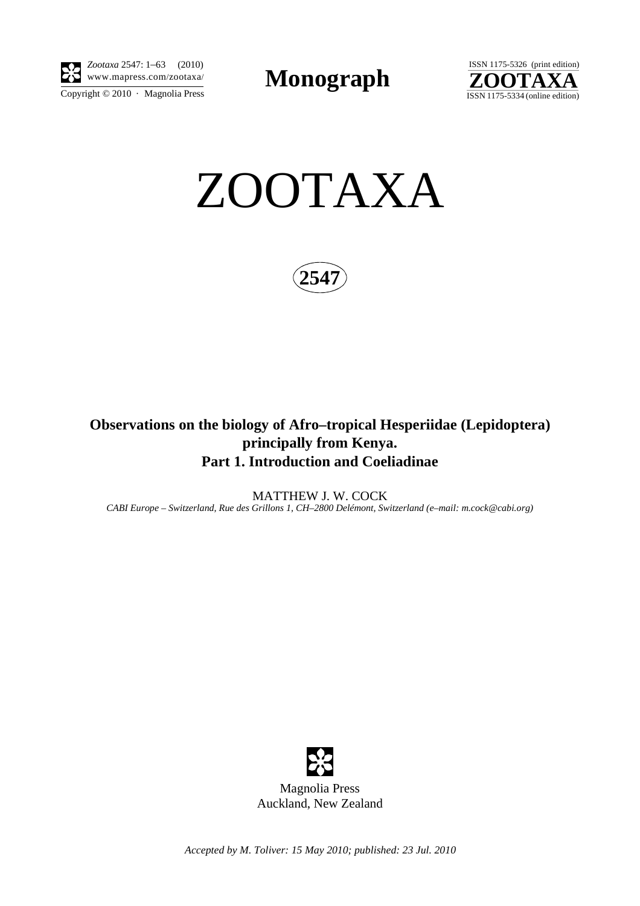**Monograph**

# ZOOTAXA

**2547**

## Observations on the biology of Afro–tropical Hesperiidae (Lepidoptera) principally from Kenya. Part 1. Introduction and Coeliadinae

MATTHEW J. W. COCK

*CABI Europe – Switzerland, Rue des Grillons 1, CH–2800 Delémont, Switzerland (e–mail: m.cock@cabi.org)*

Magnolia Press
Auckland, New Zealand

*Accepted by M. Toliver: 15 May 2010; published: 23 Jul. 2010*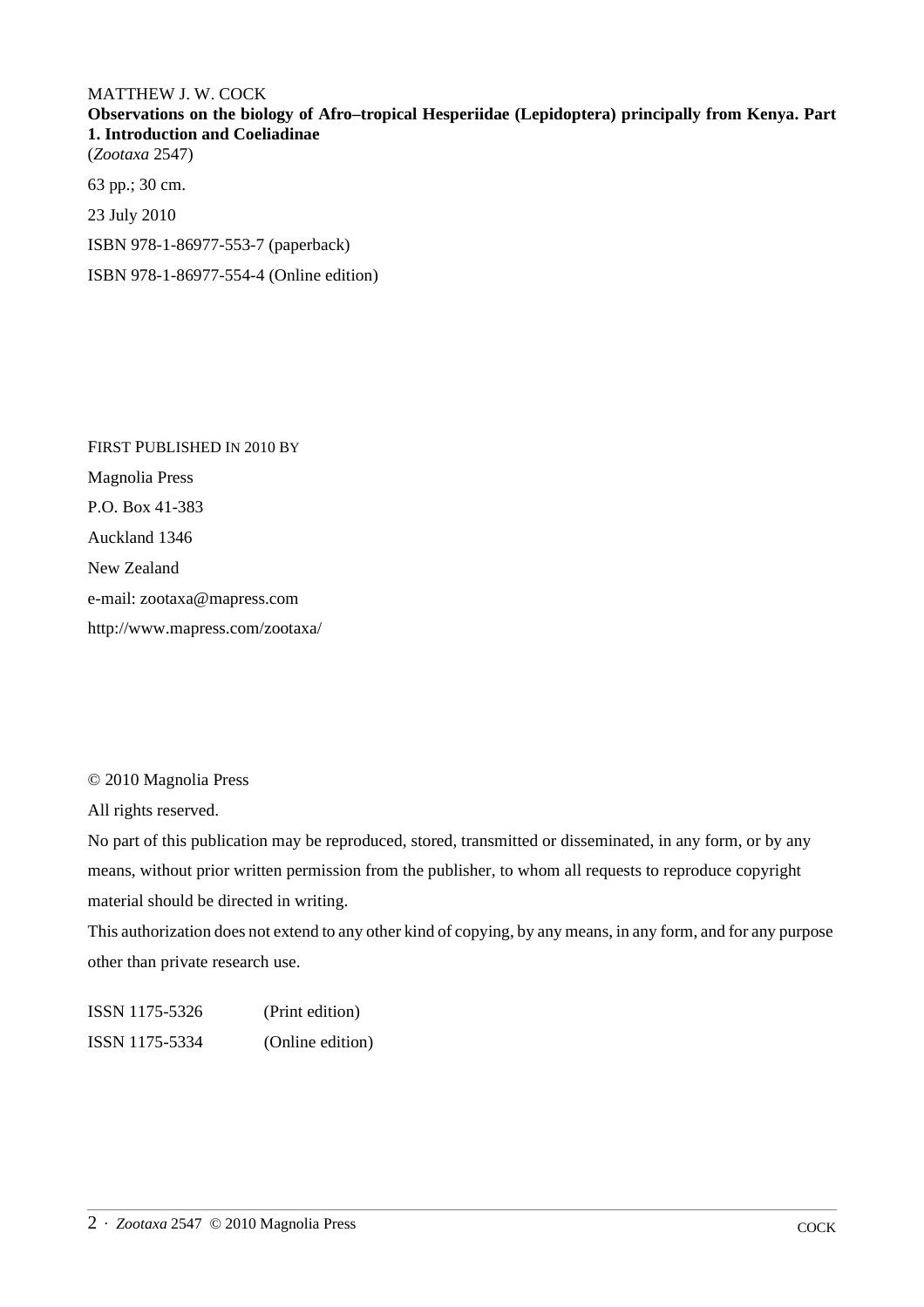MATTHEW J. W. COCK

**Observations on the biology of Afro–tropical Hesperiidae (Lepidoptera) principally from Kenya. Part 1. Introduction and Coeliadinae**

(*Zootaxa* 2547)

63 pp.; 30 cm.

23 July 2010

ISBN 978-1-86977-553-7 (paperback)

ISBN 978-1-86977-554-4 (Online edition)

FIRST PUBLISHED IN 2010 BY

Magnolia Press

P.O. Box 41-383

Auckland 1346

New Zealand

e-mail: zootaxa@mapress.com

http://www.mapress.com/zootaxa/

© 2010 Magnolia Press

All rights reserved.

No part of this publication may be reproduced, stored, transmitted or disseminated, in any form, or by any means, without prior written permission from the publisher, to whom all requests to reproduce copyright material should be directed in writing.

This authorization does not extend to any other kind of copying, by any means, in any form, and for any purpose other than private research use.

| | |
|---|---|
| ISSN 1175-5326 | (Print edition) |
| ISSN 1175-5334 | (Online edition) |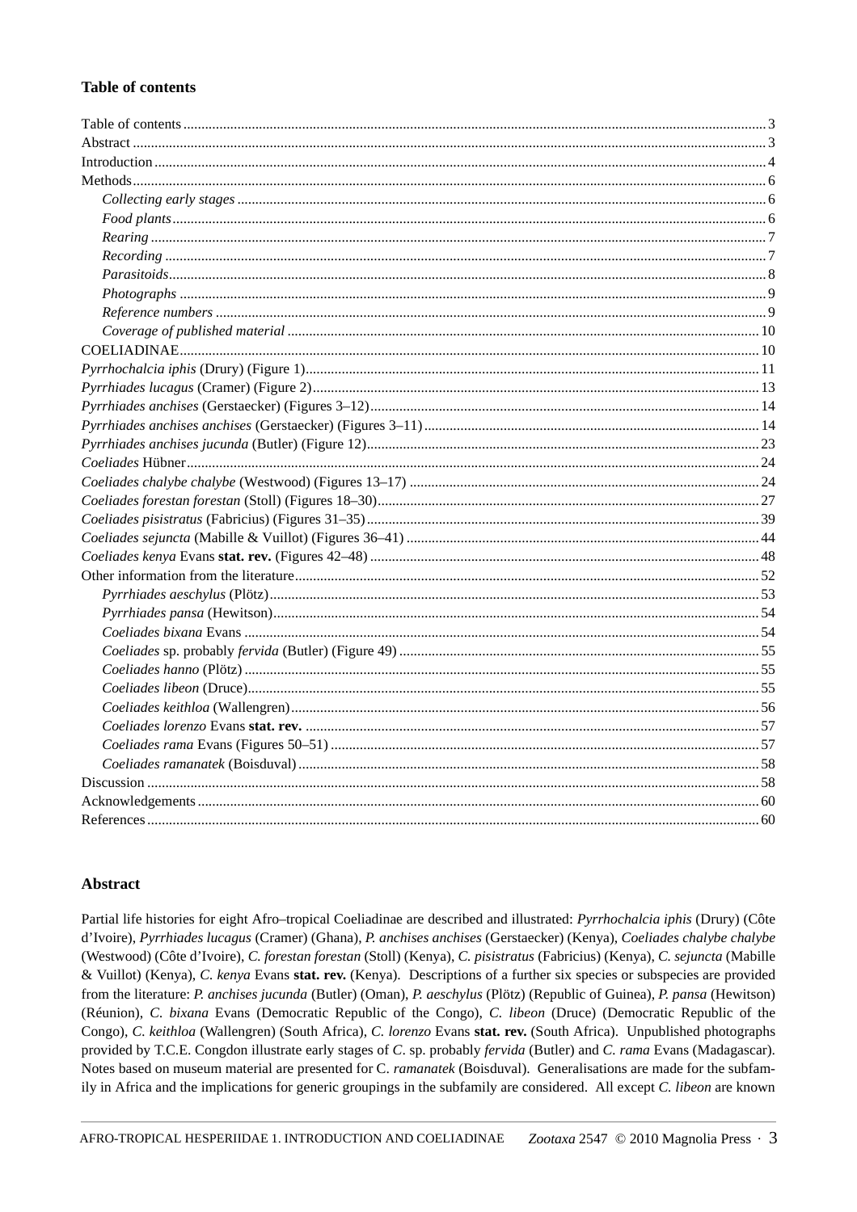## Table of contents

Table of contents ..... 3
Abstract ..... 3
Introduction ..... 4
Methods ..... 6
- *Collecting early stages* ..... 6
- *Food plants* ..... 6
- *Rearing* ..... 7
- *Recording* ..... 7
- *Parasitoids* ..... 8
- *Photographs* ..... 9
- *Reference numbers* ..... 9
- *Coverage of published material* ..... 10

COELIADINAE ..... 10
*Pyrrhochalcia iphis* (Drury) (Figure 1) ..... 11
*Pyrrhiades lucagus* (Cramer) (Figure 2) ..... 13
*Pyrrhiades anchises* (Gerstaecker) (Figures 3–12) ..... 14
*Pyrrhiades anchises anchises* (Gerstaecker) (Figures 3–11) ..... 14
*Pyrrhiades anchises jucunda* (Butler) (Figure 12) ..... 23
*Coeliades* Hübner ..... 24
*Coeliades chalybe chalybe* (Westwood) (Figures 13–17) ..... 24
*Coeliades forestan forestan* (Stoll) (Figures 18–30) ..... 27
*Coeliades pisistratus* (Fabricius) (Figures 31–35) ..... 39
*Coeliades sejuncta* (Mabille & Vuillot) (Figures 36–41) ..... 44
*Coeliades kenya* Evans **stat. rev.** (Figures 42–48) ..... 48
Other information from the literature ..... 52
- *Pyrrhiades aeschylus* (Plötz) ..... 53
- *Pyrrhiades pansa* (Hewitson) ..... 54
- *Coeliades bixana* Evans ..... 54
- *Coeliades* sp. probably *fervida* (Butler) (Figure 49) ..... 55
- *Coeliades hanno* (Plötz) ..... 55
- *Coeliades libeon* (Druce) ..... 55
- *Coeliades keithloa* (Wallengren) ..... 56
- *Coeliades lorenzo* Evans **stat. rev.** ..... 57
- *Coeliades rama* Evans (Figures 50–51) ..... 57
- *Coeliades ramanatek* (Boisduval) ..... 58

Discussion ..... 58
Acknowledgements ..... 60
References ..... 60

## Abstract

Partial life histories for eight Afro–tropical Coeliadinae are described and illustrated: *Pyrrhochalcia iphis* (Drury) (Côte d'Ivoire), *Pyrrhiades lucagus* (Cramer) (Ghana), *P. anchises anchises* (Gerstaecker) (Kenya), *Coeliades chalybe chalybe* (Westwood) (Côte d'Ivoire), *C. forestan forestan* (Stoll) (Kenya), *C. pisistratus* (Fabricius) (Kenya), *C. sejuncta* (Mabille & Vuillot) (Kenya), *C. kenya* Evans **stat. rev.** (Kenya). Descriptions of a further six species or subspecies are provided from the literature: *P. anchises jucunda* (Butler) (Oman), *P. aeschylus* (Plötz) (Republic of Guinea), *P. pansa* (Hewitson) (Réunion), *C. bixana* Evans (Democratic Republic of the Congo), *C. libeon* (Druce) (Democratic Republic of the Congo), *C. keithloa* (Wallengren) (South Africa), *C. lorenzo* Evans **stat. rev.** (South Africa). Unpublished photographs provided by T.C.E. Congdon illustrate early stages of *C*. sp. probably *fervida* (Butler) and *C. rama* Evans (Madagascar). Notes based on museum material are presented for C. *ramanatek* (Boisduval). Generalisations are made for the subfamily in Africa and the implications for generic groupings in the subfamily are considered. All except *C. libeon* are known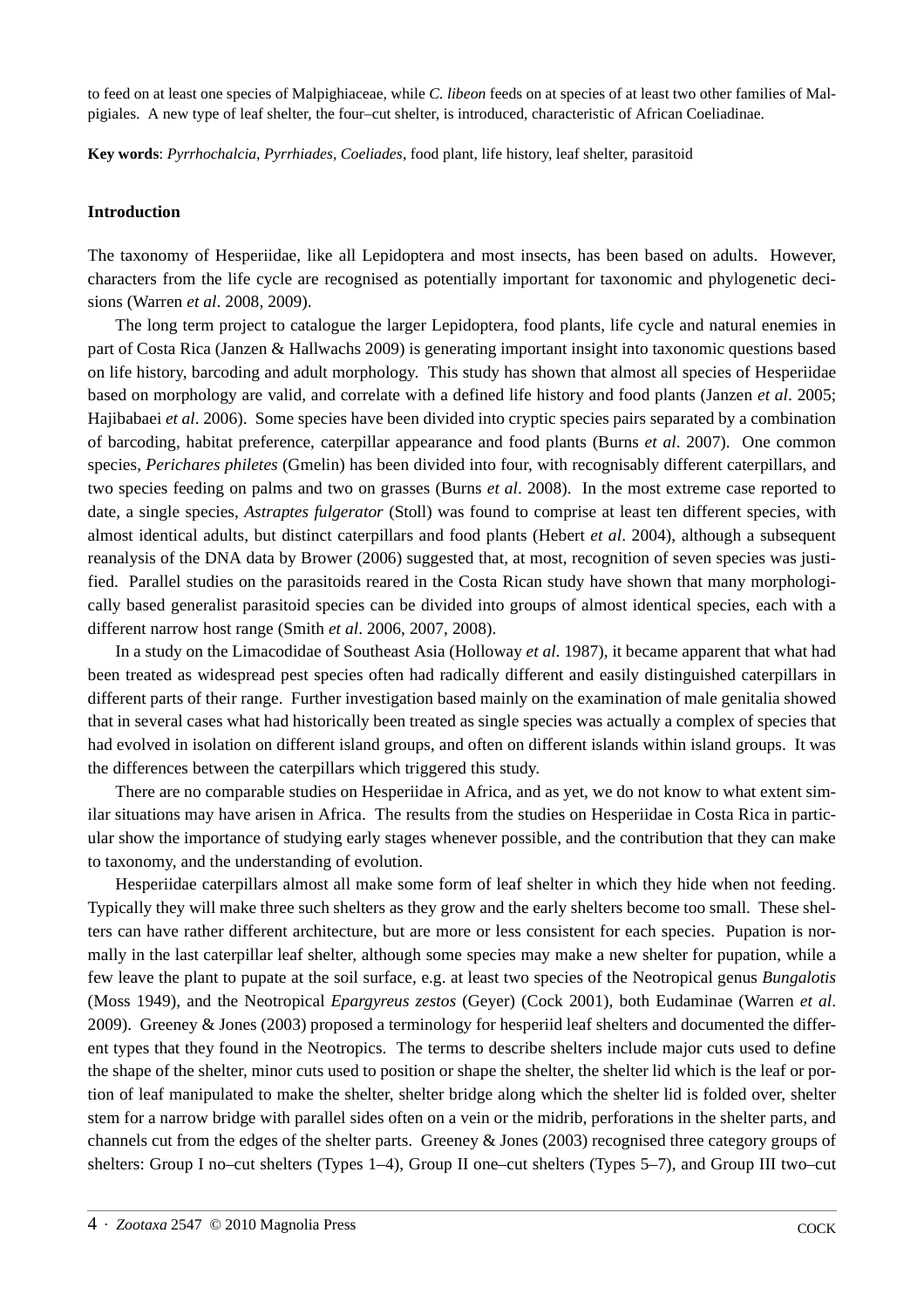to feed on at least one species of Malpighiaceae, while *C. libeon* feeds on at species of at least two other families of Malpigiales. A new type of leaf shelter, the four–cut shelter, is introduced, characteristic of African Coeliadinae.

**Key words**: *Pyrrhochalcia*, *Pyrrhiades*, *Coeliades*, food plant, life history, leaf shelter, parasitoid

## Introduction

The taxonomy of Hesperiidae, like all Lepidoptera and most insects, has been based on adults. However, characters from the life cycle are recognised as potentially important for taxonomic and phylogenetic decisions (Warren *et al*. 2008, 2009).

The long term project to catalogue the larger Lepidoptera, food plants, life cycle and natural enemies in part of Costa Rica (Janzen & Hallwachs 2009) is generating important insight into taxonomic questions based on life history, barcoding and adult morphology. This study has shown that almost all species of Hesperiidae based on morphology are valid, and correlate with a defined life history and food plants (Janzen *et al*. 2005; Hajibabaei *et al*. 2006). Some species have been divided into cryptic species pairs separated by a combination of barcoding, habitat preference, caterpillar appearance and food plants (Burns *et al*. 2007). One common species, *Perichares philetes* (Gmelin) has been divided into four, with recognisably different caterpillars, and two species feeding on palms and two on grasses (Burns *et al*. 2008). In the most extreme case reported to date, a single species, *Astraptes fulgerator* (Stoll) was found to comprise at least ten different species, with almost identical adults, but distinct caterpillars and food plants (Hebert *et al*. 2004), although a subsequent reanalysis of the DNA data by Brower (2006) suggested that, at most, recognition of seven species was justified. Parallel studies on the parasitoids reared in the Costa Rican study have shown that many morphologically based generalist parasitoid species can be divided into groups of almost identical species, each with a different narrow host range (Smith *et al*. 2006, 2007, 2008).

In a study on the Limacodidae of Southeast Asia (Holloway *et al*. 1987), it became apparent that what had been treated as widespread pest species often had radically different and easily distinguished caterpillars in different parts of their range. Further investigation based mainly on the examination of male genitalia showed that in several cases what had historically been treated as single species was actually a complex of species that had evolved in isolation on different island groups, and often on different islands within island groups. It was the differences between the caterpillars which triggered this study.

There are no comparable studies on Hesperiidae in Africa, and as yet, we do not know to what extent similar situations may have arisen in Africa. The results from the studies on Hesperiidae in Costa Rica in particular show the importance of studying early stages whenever possible, and the contribution that they can make to taxonomy, and the understanding of evolution.

Hesperiidae caterpillars almost all make some form of leaf shelter in which they hide when not feeding. Typically they will make three such shelters as they grow and the early shelters become too small. These shelters can have rather different architecture, but are more or less consistent for each species. Pupation is normally in the last caterpillar leaf shelter, although some species may make a new shelter for pupation, while a few leave the plant to pupate at the soil surface, e.g. at least two species of the Neotropical genus *Bungalotis* (Moss 1949), and the Neotropical *Epargyreus zestos* (Geyer) (Cock 2001), both Eudaminae (Warren *et al*. 2009). Greeney & Jones (2003) proposed a terminology for hesperiid leaf shelters and documented the different types that they found in the Neotropics. The terms to describe shelters include major cuts used to define the shape of the shelter, minor cuts used to position or shape the shelter, the shelter lid which is the leaf or portion of leaf manipulated to make the shelter, shelter bridge along which the shelter lid is folded over, shelter stem for a narrow bridge with parallel sides often on a vein or the midrib, perforations in the shelter parts, and channels cut from the edges of the shelter parts. Greeney & Jones (2003) recognised three category groups of shelters: Group I no–cut shelters (Types 1–4), Group II one–cut shelters (Types 5–7), and Group III two–cut